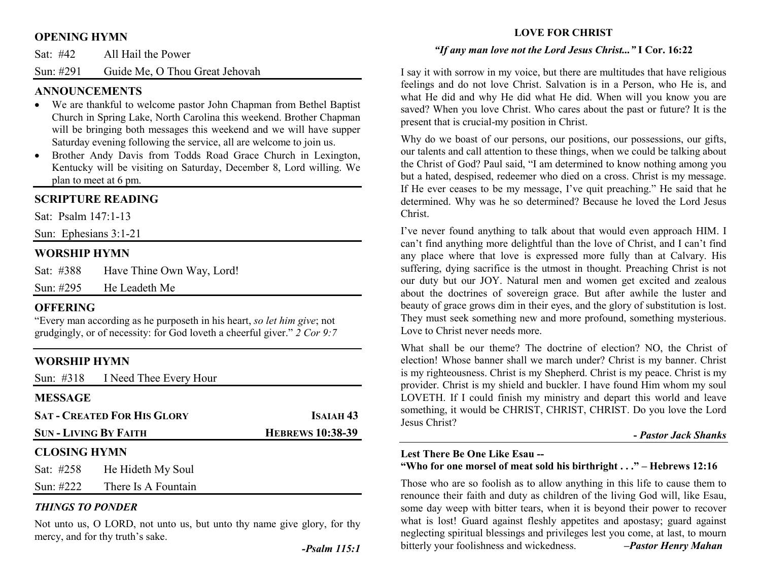## OPENING HYMN

Sat: #42 All Hail the Power

Sun: #291 Guide Me, O Thou Great Jehovah

## ANNOUNCEMENTS

- We are thankful to welcome pastor John Chapman from Bethel Baptist Church in Spring Lake, North Carolina this weekend. Brother Chapman will be bringing both messages this weekend and we will have supper Saturday evening following the service, all are welcome to join us.
- Brother Andy Davis from Todds Road Grace Church in Lexington, Kentucky will be visiting on Saturday, December 8, Lord willing. We plan to meet at 6 pm.

## SCRIPTURE READING

Sat: Psalm 147:1-13

Sun: Ephesians 3:1-21

## WORSHIP HYMN

Sat: #388 Have Thine Own Way, Lord!

Sun: #295 He Leadeth Me

## OFFERING

"Every man according as he purposeth in his heart, *so let him give*; not grudgingly, or of necessity: for God loveth a cheerful giver." *2 Cor 9:7*

## WORSHIP HYMN

Sun: #318 I Need Thee Every Hour

## MESSAGE

**SAT - CREATED FOR HIS GLORY** — **ISAIAH 43**

**SUN - LIVING BY FAITH** — **HEBREWS 10:38-39**

## CLOSING HYMN

Sat: #258 He Hideth My Soul

Sun: #222 There Is A Fountain

## *THINGS TO PONDER*

Not unto us, O LORD, not unto us, but unto thy name give glory, for thy mercy, and for thy truth's sake.

***-Psalm 115:1***

## LOVE FOR CHRIST

***"If any man love not the Lord Jesus Christ..."* I Cor. 16:22**

I say it with sorrow in my voice, but there are multitudes that have religious feelings and do not love Christ. Salvation is in a Person, who He is, and what He did and why He did what He did. When will you know you are saved? When you love Christ. Who cares about the past or future? It is the present that is crucial-my position in Christ.

Why do we boast of our persons, our positions, our possessions, our gifts, our talents and call attention to these things, when we could be talking about the Christ of God? Paul said, "I am determined to know nothing among you but a hated, despised, redeemer who died on a cross. Christ is my message. If He ever ceases to be my message, I've quit preaching." He said that he determined. Why was he so determined? Because he loved the Lord Jesus Christ.

I've never found anything to talk about that would even approach HIM. I can't find anything more delightful than the love of Christ, and I can't find any place where that love is expressed more fully than at Calvary. His suffering, dying sacrifice is the utmost in thought. Preaching Christ is not our duty but our JOY. Natural men and women get excited and zealous about the doctrines of sovereign grace. But after awhile the luster and beauty of grace grows dim in their eyes, and the glory of substitution is lost. They must seek something new and more profound, something mysterious. Love to Christ never needs more.

What shall be our theme? The doctrine of election? NO, the Christ of election! Whose banner shall we march under? Christ is my banner. Christ is my righteousness. Christ is my Shepherd. Christ is my peace. Christ is my provider. Christ is my shield and buckler. I have found Him whom my soul LOVETH. If I could finish my ministry and depart this world and leave something, it would be CHRIST, CHRIST, CHRIST. Do you love the Lord Jesus Christ?

***- Pastor Jack Shanks***

**Lest There Be One Like Esau --**
**"Who for one morsel of meat sold his birthright . . ." – Hebrews 12:16**

Those who are so foolish as to allow anything in this life to cause them to renounce their faith and duty as children of the living God will, like Esau, some day weep with bitter tears, when it is beyond their power to recover what is lost! Guard against fleshly appetites and apostasy; guard against neglecting spiritual blessings and privileges lest you come, at last, to mourn bitterly your foolishness and wickedness. ***–Pastor Henry Mahan***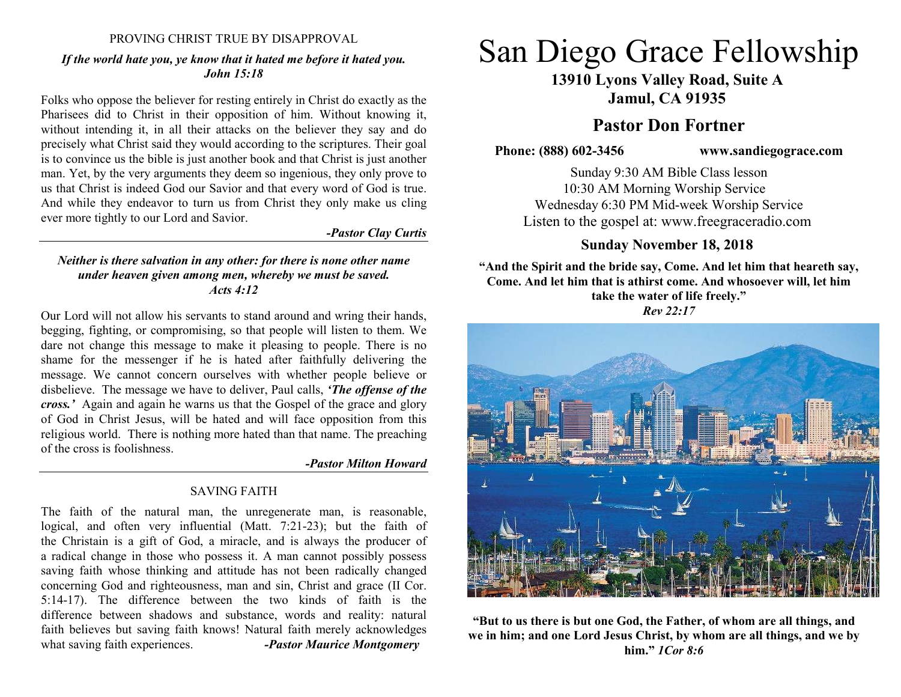PROVING CHRIST TRUE BY DISAPPROVAL

***If the world hate you, ye know that it hated me before it hated you. John 15:18***

Folks who oppose the believer for resting entirely in Christ do exactly as the Pharisees did to Christ in their opposition of him. Without knowing it, without intending it, in all their attacks on the believer they say and do precisely what Christ said they would according to the scriptures. Their goal is to convince us the bible is just another book and that Christ is just another man. Yet, by the very arguments they deem so ingenious, they only prove to us that Christ is indeed God our Savior and that every word of God is true. And while they endeavor to turn us from Christ they only make us cling ever more tightly to our Lord and Savior.

***-Pastor Clay Curtis***

---

***Neither is there salvation in any other: for there is none other name under heaven given among men, whereby we must be saved. Acts 4:12***

Our Lord will not allow his servants to stand around and wring their hands, begging, fighting, or compromising, so that people will listen to them. We dare not change this message to make it pleasing to people. There is no shame for the messenger if he is hated after faithfully delivering the message. We cannot concern ourselves with whether people believe or disbelieve. The message we have to deliver, Paul calls, ***'The offense of the cross.'*** Again and again he warns us that the Gospel of the grace and glory of God in Christ Jesus, will be hated and will face opposition from this religious world. There is nothing more hated than that name. The preaching of the cross is foolishness.

***-Pastor Milton Howard***

---

SAVING FAITH

The faith of the natural man, the unregenerate man, is reasonable, logical, and often very influential (Matt. 7:21-23); but the faith of the Christain is a gift of God, a miracle, and is always the producer of a radical change in those who possess it. A man cannot possibly possess saving faith whose thinking and attitude has not been radically changed concerning God and righteousness, man and sin, Christ and grace (II Cor. 5:14-17). The difference between the two kinds of faith is the difference between shadows and substance, words and reality: natural faith believes but saving faith knows! Natural faith merely acknowledges what saving faith experiences. ***-Pastor Maurice Montgomery***

# San Diego Grace Fellowship

**13910 Lyons Valley Road, Suite A**
**Jamul, CA 91935**

## Pastor Don Fortner

**Phone: (888) 602-3456** **www.sandiegograce.com**

Sunday 9:30 AM Bible Class lesson
10:30 AM Morning Worship Service
Wednesday 6:30 PM Mid-week Worship Service
Listen to the gospel at: www.freegraceradio.com

### Sunday November 18, 2018

**"And the Spirit and the bride say, Come. And let him that heareth say, Come. And let him that is athirst come. And whosoever will, let him take the water of life freely."** ***Rev 22:17***

**"But to us there is but one God, the Father, of whom are all things, and we in him; and one Lord Jesus Christ, by whom are all things, and we by him."** ***1Cor 8:6***